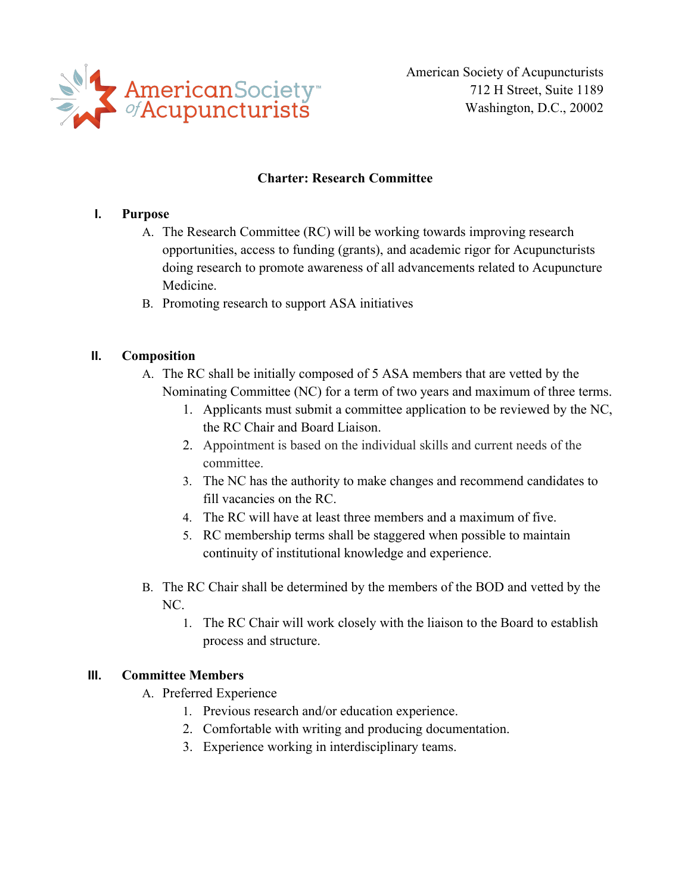American Society of Acupuncturists

American Society of Acupuncturists
712 H Street, Suite 1189
Washington, D.C., 20002

# Charter: Research Committee

## I. Purpose

A. The Research Committee (RC) will be working towards improving research opportunities, access to funding (grants), and academic rigor for Acupuncturists doing research to promote awareness of all advancements related to Acupuncture Medicine.

B. Promoting research to support ASA initiatives

## II. Composition

A. The RC shall be initially composed of 5 ASA members that are vetted by the Nominating Committee (NC) for a term of two years and maximum of three terms.

1. Applicants must submit a committee application to be reviewed by the NC, the RC Chair and Board Liaison.
2. Appointment is based on the individual skills and current needs of the committee.
3. The NC has the authority to make changes and recommend candidates to fill vacancies on the RC.
4. The RC will have at least three members and a maximum of five.
5. RC membership terms shall be staggered when possible to maintain continuity of institutional knowledge and experience.

B. The RC Chair shall be determined by the members of the BOD and vetted by the NC.

1. The RC Chair will work closely with the liaison to the Board to establish process and structure.

## III. Committee Members

A. Preferred Experience

1. Previous research and/or education experience.
2. Comfortable with writing and producing documentation.
3. Experience working in interdisciplinary teams.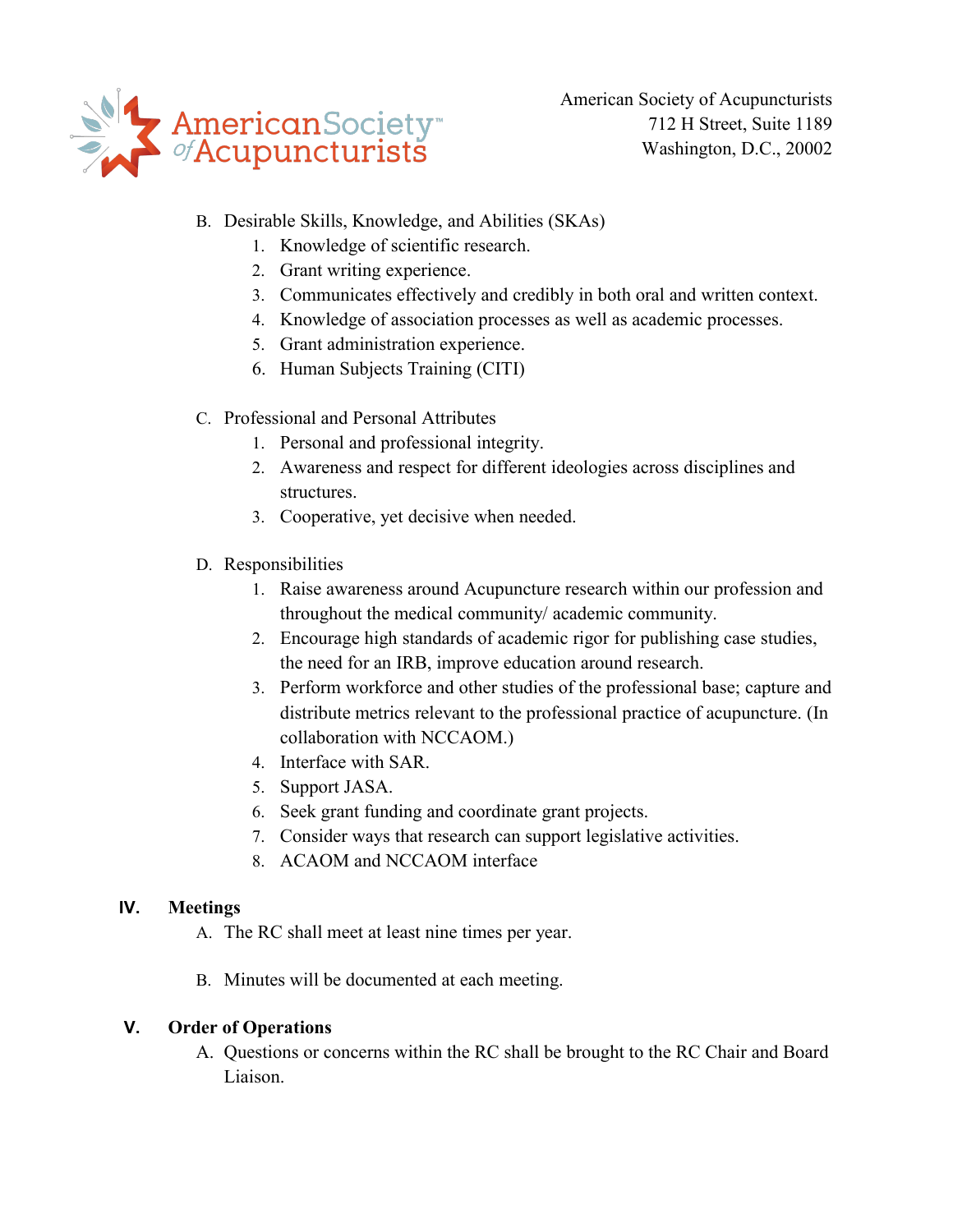B. Desirable Skills, Knowledge, and Abilities (SKAs)
   1. Knowledge of scientific research.
   2. Grant writing experience.
   3. Communicates effectively and credibly in both oral and written context.
   4. Knowledge of association processes as well as academic processes.
   5. Grant administration experience.
   6. Human Subjects Training (CITI)

C. Professional and Personal Attributes
   1. Personal and professional integrity.
   2. Awareness and respect for different ideologies across disciplines and structures.
   3. Cooperative, yet decisive when needed.

D. Responsibilities
   1. Raise awareness around Acupuncture research within our profession and throughout the medical community/ academic community.
   2. Encourage high standards of academic rigor for publishing case studies, the need for an IRB, improve education around research.
   3. Perform workforce and other studies of the professional base; capture and distribute metrics relevant to the professional practice of acupuncture. (In collaboration with NCCAOM.)
   4. Interface with SAR.
   5. Support JASA.
   6. Seek grant funding and coordinate grant projects.
   7. Consider ways that research can support legislative activities.
   8. ACAOM and NCCAOM interface

## IV. Meetings

A. The RC shall meet at least nine times per year.

B. Minutes will be documented at each meeting.

## V. Order of Operations

A. Questions or concerns within the RC shall be brought to the RC Chair and Board Liaison.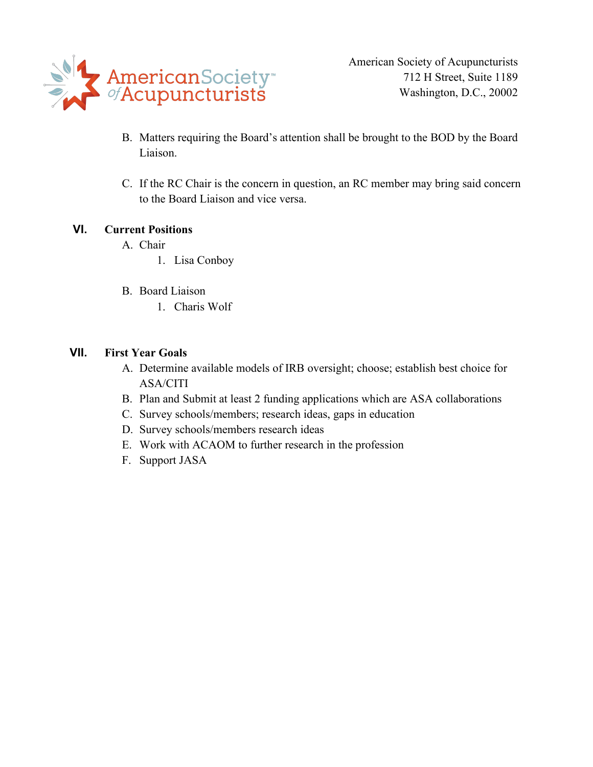B. Matters requiring the Board's attention shall be brought to the BOD by the Board Liaison.

C. If the RC Chair is the concern in question, an RC member may bring said concern to the Board Liaison and vice versa.

## VI. Current Positions

A. Chair
  1. Lisa Conboy

B. Board Liaison
  1. Charis Wolf

## VII. First Year Goals

A. Determine available models of IRB oversight; choose; establish best choice for ASA/CITI
B. Plan and Submit at least 2 funding applications which are ASA collaborations
C. Survey schools/members; research ideas, gaps in education
D. Survey schools/members research ideas
E. Work with ACAOM to further research in the profession
F. Support JASA